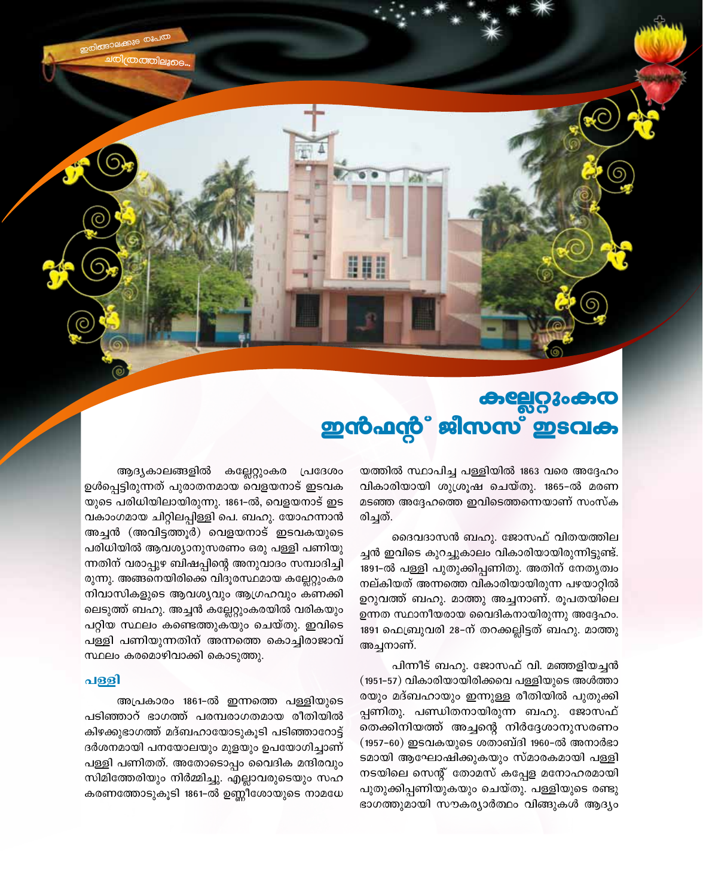ഇരിങ്ങാലക്കുട രൂപത ചരിത്രത്തിലൂടെ...

# കല്ലേറ്റുംകര ഇൻഫന്റ് ജീസസ് ഇടവക

ആദ്യകാലങ്ങളിൽ കല്ലേറ്റുംകര പ്രദേശം ഉൾപ്പെട്ടിരുന്നത് പുരാതനമായ വെളയനാട് ഇടവകയുടെ പരിധിയിലായിരുന്നു. 1861-ൽ, വെളയനാട് ഇടവകാംഗമായ ചിറ്റിലപ്പിള്ളി പെ. ബഹു. യോഹന്നാൻ അച്ചൻ (അവിട്ടത്തൂർ) വെളയനാട് ഇടവകയുടെ പരിധിയിൽ ആവശ്യാനുസരണം ഒരു പള്ളി പണിയുന്നതിന് വരാപ്പുഴ ബിഷപ്പിന്റെ അനുവാദം സമ്പാദിച്ചിരുന്നു. അങ്ങനെയിരിക്കെ വിദൂരസ്ഥമായ കല്ലേറ്റുംകര നിവാസികളുടെ ആവശ്യവും ആഗ്രഹവും കണക്കിലെടുത്ത് ബഹു. അച്ചൻ കല്ലേറ്റുംകരയിൽ വരികയും പറ്റിയ സ്ഥലം കണ്ടെത്തുകയും ചെയ്തു. ഇവിടെ പള്ളി പണിയുന്നതിന് അന്നത്തെ കൊച്ചിരാജാവ് സ്ഥലം കരമൊഴിവാക്കി കൊടുത്തു.

## പള്ളി

അപ്രകാരം 1861-ൽ ഇന്നത്തെ പള്ളിയുടെ പടിഞ്ഞാറ് ഭാഗത്ത് പരമ്പരാഗതമായ രീതിയിൽ കിഴക്കുഭാഗത്ത് മദ്ബഹായോടുകൂടി പടിഞ്ഞാറോട്ട് ദർശനമായി പനയോലയും മുളയും ഉപയോഗിച്ചാണ് പള്ളി പണിതത്. അതോടൊപ്പം വൈദിക മന്ദിരവും സിമിത്തേരിയും നിർമ്മിച്ചു. എല്ലാവരുടെയും സഹകരണത്തോടുകൂടി 1861-ൽ ഉണ്ണീശോയുടെ നാമധേയത്തിൽ സ്ഥാപിച്ച പള്ളിയിൽ 1863 വരെ അദ്ദേഹം വികാരിയായി ശുശ്രൂഷ ചെയ്തു. 1865-ൽ മരണമടഞ്ഞ അദ്ദേഹത്തെ ഇവിടെത്തന്നെയാണ് സംസ്കരിച്ചത്.

ദൈവദാസൻ ബഹു. ജോസഫ് വിതയത്തിലച്ചൻ ഇവിടെ കുറച്ചുകാലം വികാരിയായിരുന്നിട്ടുണ്ട്. 1891-ൽ പള്ളി പുതുക്കിപ്പണിതു. അതിന് നേതൃത്വം നല്കിയത് അന്നത്തെ വികാരിയായിരുന്ന പഴയാറ്റിൽ ഉറുവത്ത് ബഹു. മാത്തു അച്ചനാണ്. രൂപതയിലെ ഉന്നത സ്ഥാനീയരായ വൈദികനായിരുന്നു അദ്ദേഹം. 1891 ഫെബ്രുവരി 28-ന് തറക്കല്ലിട്ടത് ബഹു. മാത്തു അച്ചനാണ്.

പിന്നീട് ബഹു. ജോസഫ് വി. മഞ്ഞളിയച്ചൻ (1951-57) വികാരിയായിരിക്കവെ പള്ളിയുടെ അൾത്താരയും മദ്ബഹായും ഇന്നുള്ള രീതിയിൽ പുതുക്കിപ്പണിതു. പണ്ഡിതനായിരുന്ന ബഹു. ജോസഫ് തെക്കിനിയത്ത് അച്ചന്റെ നിർദ്ദേശാനുസരണം (1957-60) ഇടവകയുടെ ശതാബ്ദി 1960-ൽ അനാർഭാടമായി ആഘോഷിക്കുകയും സ്മാരകമായി പള്ളി നടയിലെ സെന്റ് തോമസ് കപ്പേള മനോഹരമായി പുതുക്കിപ്പണിയുകയും ചെയ്തു. പള്ളിയുടെ രണ്ടു ഭാഗത്തുമായി സൗകര്യാർത്ഥം വിങ്ങുകൾ ആദ്യം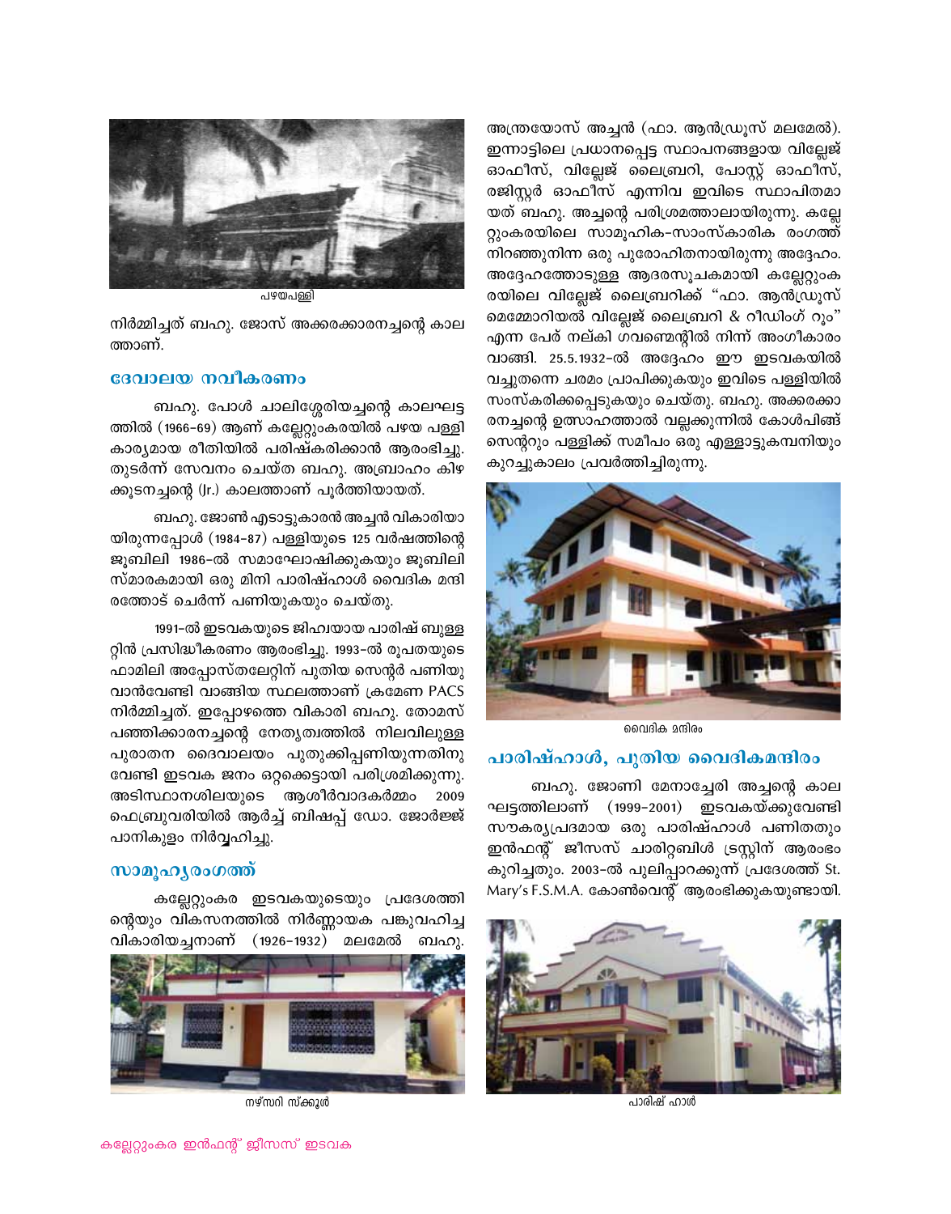പഴയപള്ളി

നിർമ്മിച്ചത് ബഹു. ജോസ് അക്കരക്കാരനച്ചന്റെ കാലത്താണ്.

## ദേവാലയ നവീകരണം

ബഹു. പോൾ ചാലിശ്ശേരിയച്ചന്റെ കാലഘട്ടത്തിൽ (1966-69) ആണ് കല്ലേറ്റുംകരയിൽ പഴയ പള്ളി കാര്യമായ രീതിയിൽ പരിഷ്കരിക്കാൻ ആരംഭിച്ചു. തുടർന്ന് സേവനം ചെയ്ത ബഹു. അബ്രാഹം കിഴക്കൂടനച്ചന്റെ (Jr.) കാലത്താണ് പൂർത്തിയായത്.

ബഹു. ജോൺ എടാട്ടുകാരൻ അച്ചൻ വികാരിയായിരുന്നപ്പോൾ (1984-87) പള്ളിയുടെ 125 വർഷത്തിന്റെ ജൂബിലി 1986-ൽ സമാഘോഷിക്കുകയും ജൂബിലി സ്മാരകമായി ഒരു മിനി പാരിഷ്ഹാൾ വൈദിക മന്ദിരത്തോട് ചെർന്ന് പണിയുകയും ചെയ്തു.

1991-ൽ ഇടവകയുടെ ജിഹ്വയായ പാരിഷ് ബുള്ളറ്റിൻ പ്രസിദ്ധീകരണം ആരംഭിച്ചു. 1993-ൽ രൂപതയുടെ ഫാമിലി അപ്പോസ്തലേറ്റിന് പുതിയ സെന്റർ പണിയുവാൻവേണ്ടി വാങ്ങിയ സ്ഥലത്താണ് ക്രമേണ PACS നിർമ്മിച്ചത്. ഇപ്പോഴത്തെ വികാരി ബഹു. തോമസ് പഞ്ഞിക്കാരനച്ചന്റെ നേതൃത്വത്തിൽ നിലവിലുള്ള പുരാതന ദൈവാലയം പുതുക്കിപ്പണിയുന്നതിനുവേണ്ടി ഇടവക ജനം ഒറ്റക്കെട്ടായി പരിശ്രമിക്കുന്നു. അടിസ്ഥാനശിലയുടെ ആശീർവാദകർമ്മം 2009 ഫെബ്രുവരിയിൽ ആർച്ച് ബിഷപ്പ് ഡോ. ജോർജ്ജ് പാനികുളം നിർവ്വഹിച്ചു.

## സാമൂഹ്യരംഗത്ത്

കല്ലേറ്റുംകര ഇടവകയുടെയും പ്രദേശത്തിന്റെയും വികസനത്തിൽ നിർണ്ണായക പങ്കുവഹിച്ച വികാരിയച്ചനാണ് (1926-1932) മലമേൽ ബഹു. അന്ത്രയോസ് അച്ചൻ (ഫാ. ആൻഡ്രൂസ് മലമേൽ). ഇന്നാട്ടിലെ പ്രധാനപ്പെട്ട സ്ഥാപനങ്ങളായ വില്ലേജ് ഓഫീസ്, വില്ലേജ് ലൈബ്രറി, പോസ്റ്റ് ഓഫീസ്, രജിസ്റ്റർ ഓഫീസ് എന്നിവ ഇവിടെ സ്ഥാപിതമായത് ബഹു. അച്ചന്റെ പരിശ്രമത്താലായിരുന്നു. കല്ലേറ്റുംകരയിലെ സാമൂഹിക-സാംസ്കാരിക രംഗത്ത് നിറഞ്ഞുനിന്ന ഒരു പുരോഹിതനായിരുന്നു അദ്ദേഹം. അദ്ദേഹത്തോടുള്ള ആദരസൂചകമായി കല്ലേറ്റുംകരയിലെ വില്ലേജ് ലൈബ്രറിക്ക് "ഫാ. ആൻഡ്രൂസ് മെമ്മോറിയൽ വില്ലേജ് ലൈബ്രറി & റീഡിംഗ് റൂം" എന്ന പേര് നല്കി ഗവണ്മെന്റിൽ നിന്ന് അംഗീകാരം വാങ്ങി. 25.5.1932-ൽ അദ്ദേഹം ഈ ഇടവകയിൽ വച്ചുതന്നെ ചരമം പ്രാപിക്കുകയും ഇവിടെ പള്ളിയിൽ സംസ്കരിക്കപ്പെടുകയും ചെയ്തു. ബഹു. അക്കരക്കാരനച്ചന്റെ ഉത്സാഹത്താൽ വല്ലക്കുന്നിൽ കോൾപിങ്ങ് സെന്ററും പള്ളിക്ക് സമീപം ഒരു എള്ളാട്ടുകമ്പനിയും കുറച്ചുകാലം പ്രവർത്തിച്ചിരുന്നു.

നഴ്സറി സ്ക്കൂൾ

വൈദിക മന്ദിരം

## പാരിഷ്ഹാൾ, പുതിയ വൈദികമന്ദിരം

ബഹു. ജോണി മേനാച്ചേരി അച്ചന്റെ കാലഘട്ടത്തിലാണ് (1999-2001) ഇടവകയ്ക്കുവേണ്ടി സൗകര്യപ്രദമായ ഒരു പാരിഷ്ഹാൾ പണിതതും ഇൻഫന്റ് ജീസസ് ചാരിറ്റബിൾ ട്രസ്റ്റിന് ആരംഭം കുറിച്ചതും. 2003-ൽ പുലിപ്പാറക്കുന്ന് പ്രദേശത്ത് St. Mary's F.S.M.A. കോൺവെന്റ് ആരംഭിക്കുകയുണ്ടായി.

പാരിഷ് ഹാൾ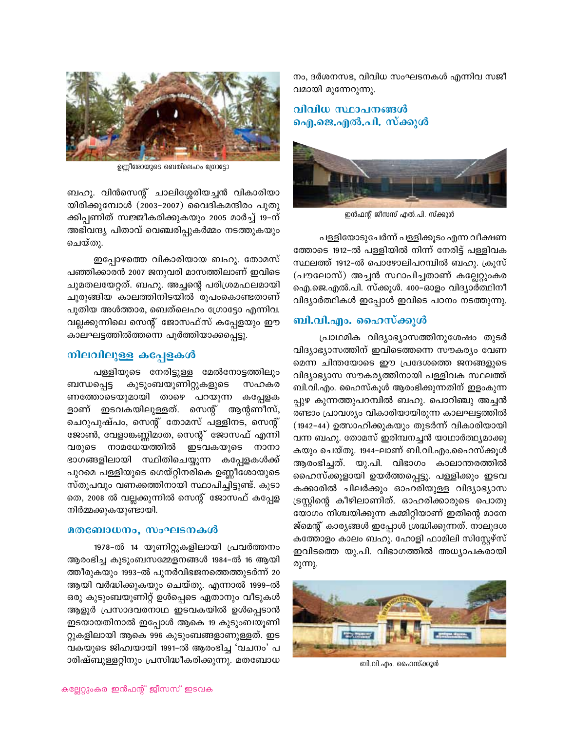ഉണ്ണീശോയുടെ ബെത്‌ലെഹം ഗ്രോട്ടോ

ബഹു. വിൻസെന്റ് ചാലിശ്ശേരിയച്ചൻ വികാരിയായിരിക്കുമ്പോൾ (2003-2007) വൈദികമന്ദിരം പുതുക്കിപ്പണിത് സജ്ജീകരിക്കുകയും 2005 മാർച്ച് 19-ന് അഭിവന്ദ്യ പിതാവ് വെഞ്ചരിപ്പുകർമ്മം നടത്തുകയും ചെയ്തു.

ഇപ്പോഴത്തെ വികാരിയായ ബഹു. തോമസ് പഞ്ഞിക്കാരൻ 2007 ജനുവരി മാസത്തിലാണ് ഇവിടെ ചുമതലയേറ്റത്. ബഹു. അച്ചന്റെ പരിശ്രമഫലമായി ചുരുങ്ങിയ കാലത്തിനിടയിൽ രൂപംകൊണ്ടതാണ് പുതിയ അൾത്താര, ബെത്‌ലെഹം ഗ്രോട്ടോ എന്നിവ. വല്ലക്കുന്നിലെ സെന്റ് ജോസഫ്സ് കപ്പേളയും ഈ കാലഘട്ടത്തിൽത്തന്നെ പൂർത്തിയാക്കപ്പെട്ടു.

## നിലവിലുള്ള കപ്പേളകൾ

പള്ളിയുടെ നേരിട്ടുള്ള മേൽനോട്ടത്തിലും ബന്ധപ്പെട്ട കുടുംബയൂണിറ്റുകളുടെ സഹകരണത്തോടെയുമായി താഴെ പറയുന്ന കപ്പേളകളാണ് ഇടവകയിലുള്ളത്. സെന്റ് ആന്റണീസ്, ചെറുപുഷ്പം, സെന്റ് തോമസ് പള്ളിനട, സെന്റ് ജോൺ, വേളാങ്കണ്ണിമാത, സെന്റ് ജോസഫ് എന്നിവരുടെ നാമധേയത്തിൽ ഇടവകയുടെ നാനാ ഭാഗങ്ങളിലായി സ്ഥിതിചെയ്യുന്ന കപ്പേളകൾക്ക് പുറമെ പള്ളിയുടെ ഗെയ്റ്റിനരികെ ഉണ്ണീശോയുടെ സ്തൂപവും വണക്കത്തിനായി സ്ഥാപിച്ചിട്ടുണ്ട്. കൂടാതെ, 2008 ൽ വല്ലക്കുന്നിൽ സെന്റ് ജോസഫ് കപ്പേള നിർമ്മിക്കുകയുണ്ടായി.

### മതബോധനം, സംഘടനകൾ

1978-ൽ 14 യൂണിറ്റുകളിലായി പ്രവർത്തനം ആരംഭിച്ച കുടുംബസമ്മേളനങ്ങൾ 1984-ൽ 16 ആയിത്തീരുകയും 1993-ൽ പുനർവിഭജനത്തെത്തുടർന്ന് 20 ആയി വർദ്ധിക്കുകയും ചെയ്തു. എന്നാൽ 1999-ൽ ഒരു കുടുംബയൂണിറ്റ് ഉൾപ്പെടെ ഏതാനും വീടുകൾ ആളൂർ പ്രസാദവരനാഥ ഇടവകയിൽ ഉൾപ്പെടാൻ ഇടയായതിനാൽ ഇപ്പോൾ ആകെ 19 കുടുംബയൂണിറ്റുകളിലായി ആകെ 996 കുടുംബങ്ങളാണുള്ളത്. ഇടവകയുടെ ജിഹ്വയായി 1991-ൽ ആരംഭിച്ച 'വചനം' പരിഷ്ബുള്ളറ്റിനും പ്രസിദ്ധീകരിക്കുന്നു. മതബോധനം, ദർശനസഭ, വിവിധ സംഘടനകൾ എന്നിവ സജീവമായി മുന്നേറുന്നു.

## വിവിധ സ്ഥാപനങ്ങൾ
## ഐ.ജെ.എൽ.പി. സ്ക്കൂൾ

ഇൻഫന്റ് ജീസസ് എൽ.പി. സ്ക്കൂൾ

പള്ളിയോടുചേർന്ന് പള്ളിക്കൂടം എന്ന വീക്ഷണത്തോടെ 1912-ൽ പള്ളിയിൽ നിന്ന് നേരിട്ട് പള്ളിവക സ്ഥലത്ത് 1912-ൽ പൊഴോലിപറമ്പിൽ ബഹു. ക്രൂസ് (പൗലോസ്) അച്ചൻ സ്ഥാപിച്ചതാണ് കല്ലേറ്റുംകര ഐ.ജെ.എൽ.പി. സ്ക്കൂൾ. 400-ഓളം വിദ്യാർത്ഥിനീ വിദ്യാർത്ഥികൾ ഇപ്പോൾ ഇവിടെ പഠനം നടത്തുന്നു.

## ബി.വി.എം. ഹൈസ്ക്കൂൾ

പ്രാഥമിക വിദ്യാഭ്യാസത്തിനുശേഷം തുടർ വിദ്യാഭ്യാസത്തിന് ഇവിടെത്തന്നെ സൗകര്യം വേണമെന്ന ചിന്തയോടെ ഈ പ്രദേശത്തെ ജനങ്ങളുടെ വിദ്യാഭ്യാസ സൗകര്യത്തിനായി പള്ളിവക സ്ഥലത്ത് ബി.വി.എം. ഹൈസ്കൂൾ ആരംഭിക്കുന്നതിന് ഇളംകുന്നപ്പുഴ കുന്നത്തുപറമ്പിൽ ബഹു. പൊറിഞ്ചു അച്ചൻ രണ്ടാം പ്രാവശ്യം വികാരിയായിരുന്ന കാലഘട്ടത്തിൽ (1942-44) ഉത്സാഹിക്കുകയും തുടർന്ന് വികാരിയായി വന്ന ബഹു. തോമസ് ഇരിമ്പനച്ചൻ യാഥാർത്ഥ്യമാക്കുകയും ചെയ്തു. 1944-ലാണ് ബി.വി.എം.ഹൈസ്ക്കൂൾ ആരംഭിച്ചത്. യു.പി. വിഭാഗം കാലാന്തരത്തിൽ ഹൈസ്ക്കൂളായി ഉയർത്തപ്പെട്ടു. പള്ളിക്കും ഇടവകക്കാരിൽ ചിലർക്കും ഓഹരിയുള്ള വിദ്യാഭ്യാസ ട്രസ്റ്റിന്റെ കീഴിലാണിത്. ഓഹരിക്കാരുടെ പൊതുയോഗം നിശ്ചയിക്കുന്ന കമ്മിറ്റിയാണ് ഇതിന്റെ മാനേജ്മെന്റ് കാര്യങ്ങൾ ഇപ്പോൾ ശ്രദ്ധിക്കുന്നത്. നാലുദശകത്തോളം കാലം ബഹു. ഹോളി ഫാമിലി സിസ്റ്റേഴ്സ് ഇവിടത്തെ യു.പി. വിഭാഗത്തിൽ അധ്യാപകരായിരുന്നു.

ബി.വി.എം. ഹൈസ്ക്കൂൾ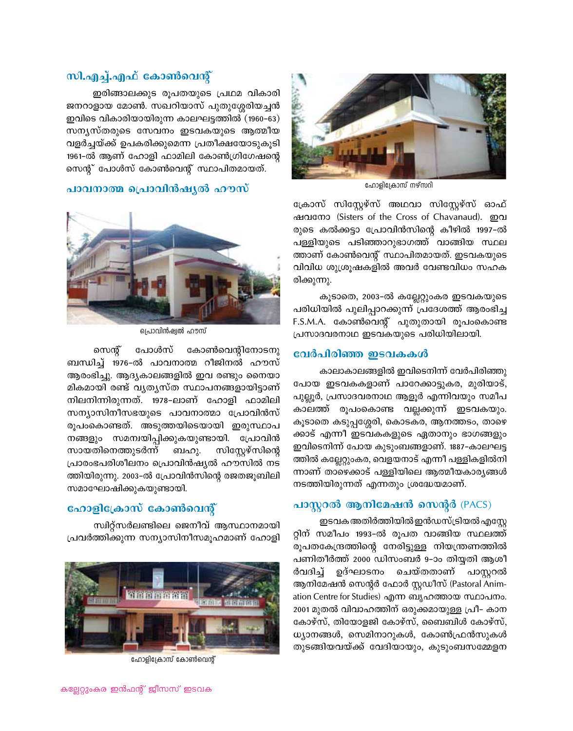## സി.എച്ച്.എഫ് കോൺവെന്റ്

ഇരിങ്ങാലക്കുട രൂപതയുടെ പ്രഥമ വികാരി ജനറാളായ മോൺ. സഖറിയാസ് പുതുശ്ശേരിയച്ചൻ ഇവിടെ വികാരിയായിരുന്ന കാലഘട്ടത്തിൽ (1960-63) സന്യസ്തരുടെ സേവനം ഇടവകയുടെ ആത്മീയ വളർച്ചയ്ക്ക് ഉപകരിക്കുമെന്ന പ്രതീക്ഷയോടുകൂടി 1961-ൽ ആണ് ഹോളി ഫാമിലി കോൺഗ്രിഗേഷന്റെ സെന്റ് പോൾസ് കോൺവെന്റ് സ്ഥാപിതമായത്.

## പാവനാത്മ പ്രൊവിൻഷ്യൽ ഹൗസ്

പ്രൊവിൻഷ്യൽ ഹൗസ്

സെന്റ് പോൾസ് കോൺവെന്റിനോടനുബന്ധിച്ച് 1976-ൽ പാവനാത്മ റീജിനൽ ഹൗസ് ആരംഭിച്ചു. ആദ്യകാലങ്ങളിൽ ഇവ രണ്ടും ഭൈയാമികമായി രണ്ട് വ്യത്യസ്ത സ്ഥാപനങ്ങളായിട്ടാണ് നിലനിന്നിരുന്നത്. 1978-ലാണ് ഹോളി ഫാമിലി സന്യാസിനീസഭയുടെ പാവനാത്മാ പ്രോവിൻസ് രൂപംകൊണ്ടത്. അടുത്തയിടെയായി ഇരുസ്ഥാപനങ്ങളും സമന്വയിപ്പിക്കുകയുണ്ടായി. പ്രോവിൻസായതിനെത്തുടർന്ന് ബഹു. സിസ്റ്റേഴ്സിന്റെ പ്രാരംഭപരിശീലനം പ്രൊവിൻഷ്യൽ ഹൗസിൽ നടത്തിയിരുന്നു. 2003-ൽ പ്രോവിൻസിന്റെ രജതജൂബിലി സമാഘോഷിക്കുകയുണ്ടായി.

## ഹോളിക്രോസ് കോൺവെന്റ്

സ്വിറ്റ്സർലണ്ടിലെ ജെനീവ് ആസ്ഥാനമായി പ്രവർത്തിക്കുന്ന സന്യാസിനീസമൂഹമാണ് ഹോളി

ഹോളിക്രോസ് കോൺവെന്റ്

ഹോളിക്രോസ് നഴ്സറി

ക്രോസ് സിസ്റ്റേഴ്സ് അഥവാ സിസ്റ്റേഴ്സ് ഓഫ് ഷവനോ (Sisters of the Cross of Chavanaud). ഇവരുടെ കൽക്കട്ടാ പ്രോവിൻസിന്റെ കീഴിൽ 1997-ൽ പള്ളിയുടെ പടിഞ്ഞാറുഭാഗത്ത് വാങ്ങിയ സ്ഥലത്താണ് കോൺവെന്റ് സ്ഥാപിതമായത്. ഇടവകയുടെ വിവിധ ശുശ്രൂഷകളിൽ അവർ വേണ്ടവിധം സഹകരിക്കുന്നു.

കൂടാതെ, 2003-ൽ കല്ലേറ്റുംകര ഇടവകയുടെ പരിധിയിൽ പുലിപ്പാറക്കുന്ന് പ്രദേശത്ത് ആരംഭിച്ച F.S.M.A. കോൺവെന്റ് പുതുതായി രൂപംകൊണ്ട പ്രസാദവരനാഥ ഇടവകയുടെ പരിധിയിലായി.

## വേർപിരിഞ്ഞ ഇടവകകൾ

കാലാകാലങ്ങളിൽ ഇവിടെനിന്ന് വേർപിരിഞ്ഞു പോയ ഇടവകകളാണ് പാറേക്കാട്ടുകര, മുരിയാട്, പുല്ലൂർ, പ്രസാദവരനാഥ ആളൂർ എന്നിവയും സമീപകാലത്ത് രൂപംകൊണ്ട വല്ലക്കുന്ന് ഇടവകയും. കൂടാതെ കടുപ്പശ്ശേരി, കൊടകര, ആനത്തടം, താഴെക്കാട് എന്നീ ഇടവകകളുടെ ഏതാനും ഭാഗങ്ങളും ഇവിടെനിന്ന് പോയ കുടുംബങ്ങളാണ്. 1887-കാലഘട്ടത്തിൽ കല്ലേറ്റുംകര, വെളയനാട് എന്നീ പള്ളികളിൽനിന്നാണ് താഴെക്കാട് പള്ളിയിലെ ആത്മീയകാര്യങ്ങൾ നടത്തിയിരുന്നത് എന്നതും ശ്രദ്ധേയമാണ്.

## പാസ്റ്ററൽ ആനിമേഷൻ സെന്റർ (PACS)

ഇടവക അതിർത്തിയിൽ ഇൻഡസ്ട്രിയൽ എസ്റ്റേറ്റിന് സമീപം 1993-ൽ രൂപത വാങ്ങിയ സ്ഥലത്ത് രൂപതകേന്ദ്രത്തിന്റെ നേരിട്ടുള്ള നിയന്ത്രണത്തിൽ പണിതീർത്ത് 2000 ഡിസംബർ 9-ാം തിയ്യതി ആശീർവദിച്ച് ഉദ്ഘാടനം ചെയ്തതാണ് പാസ്റ്ററൽ ആനിമേഷൻ സെന്റർ ഫോർ സ്റ്റഡീസ് (Pastoral Animation Centre for Studies) എന്ന ബൃഹത്തായ സ്ഥാപനം. 2001 മുതൽ വിവാഹത്തിന് ഒരുക്കമായുള്ള പ്രീ- കാന കോഴ്സ്, തിയോളജി കോഴ്സ്, ബൈബിൾ കോഴ്സ്, ധ്യാനങ്ങൾ, സെമിനാറുകൾ, കോൺഫ്രൻസുകൾ തുടങ്ങിയവയ്ക്ക് വേദിയായും, കുടുംബസമ്മേളന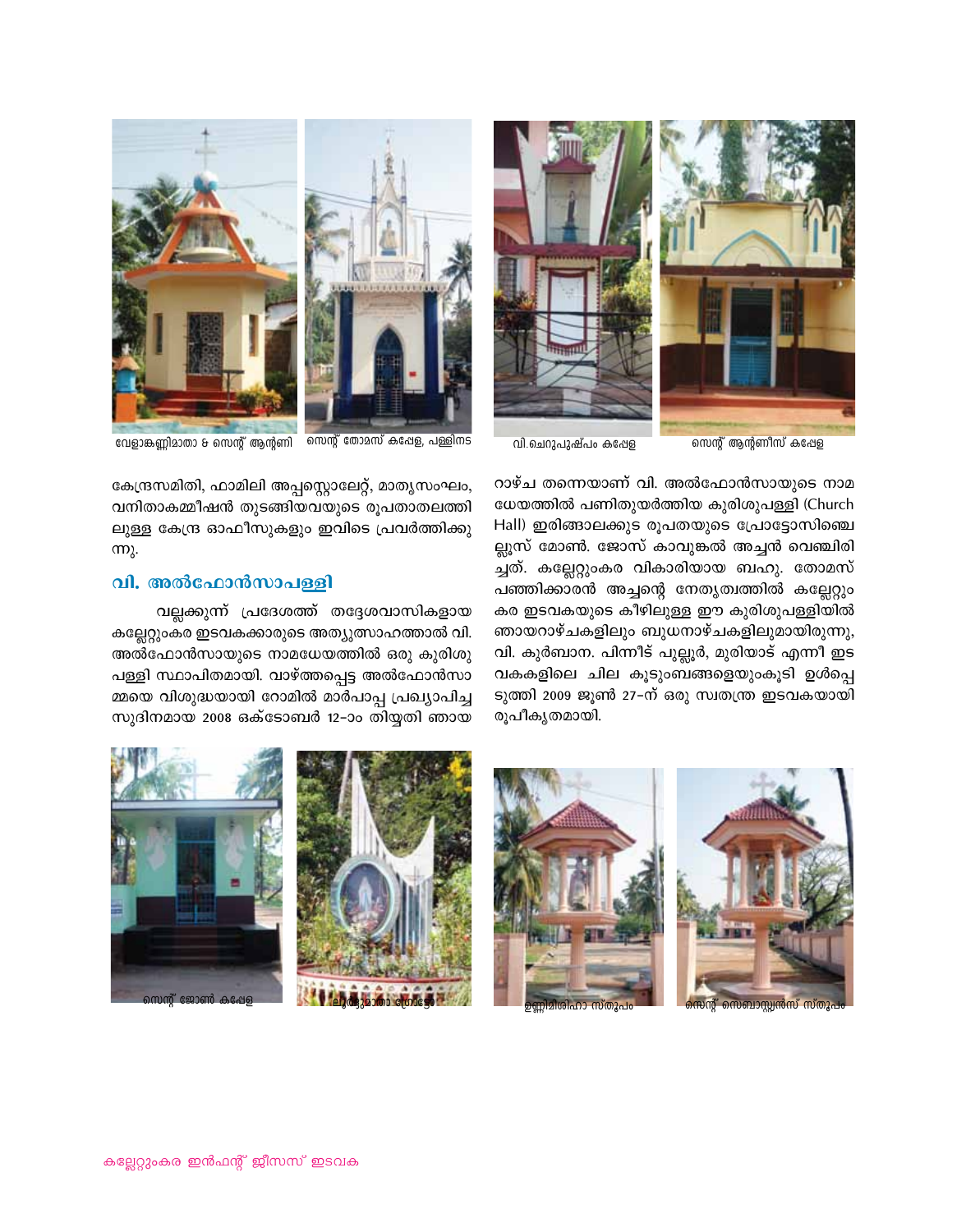വേളാങ്കണ്ണിമാതാ & സെന്റ് ആന്റണി

സെന്റ് തോമസ് കപ്പേള, പള്ളിനട

വി.ചെറുപുഷ്പം കപ്പേള

സെന്റ് ആന്റണീസ് കപ്പേള

കേന്ദ്രസമിതി, ഫാമിലി അപ്പസ്റ്റൊലേറ്റ്, മാതൃസംഘം, വനിതാകമ്മീഷൻ തുടങ്ങിയവയുടെ രൂപതാതലത്തിലുള്ള കേന്ദ്ര ഓഫീസുകളും ഇവിടെ പ്രവർത്തിക്കുന്നു.

## വി. അൽഫോൻസാപള്ളി

വല്ലക്കുന്ന് പ്രദേശത്ത് തദ്ദേശവാസികളായ കല്ലേറ്റുംകര ഇടവകക്കാരുടെ അത്യുത്സാഹത്താൽ വി. അൽഫോൻസായുടെ നാമധേയത്തിൽ ഒരു കുരിശുപള്ളി സ്ഥാപിതമായി. വാഴ്ത്തപ്പെട്ട അൽഫോൻസാമ്മയെ വിശുദ്ധയായി റോമിൽ മാർപാപ്പ പ്രഖ്യാപിച്ച സുദിനമായ 2008 ഒക്ടോബർ 12-ാം തിയ്യതി ഞായറാഴ്ച തന്നെയാണ് വി. അൽഫോൻസായുടെ നാമധേയത്തിൽ പണിതുയർത്തിയ കുരിശുപള്ളി (Church Hall) ഇരിങ്ങാലക്കുട രൂപതയുടെ പ്രോട്ടോസിഞ്ചെല്ലൂസ് മോൺ. ജോസ് കാവുങ്കൽ അച്ചൻ വെഞ്ചിരിച്ചത്. കല്ലേറ്റുംകര വികാരിയായ ബഹു. തോമസ് പഞ്ഞിക്കാരൻ അച്ചന്റെ നേതൃത്വത്തിൽ കല്ലേറ്റുംകര ഇടവകയുടെ കീഴിലുള്ള ഈ കുരിശുപള്ളിയിൽ ഞായറാഴ്ചകളിലും ബുധനാഴ്ചകളിലുമായിരുന്നു, വി. കുർബാന. പിന്നീട് പുല്ലൂർ, മുരിയാട് എന്നീ ഇടവകകളിലെ ചില കുടുംബങ്ങളെയുംകൂടി ഉൾപ്പെടുത്തി 2009 ജൂൺ 27-ന് ഒരു സ്വതന്ത്ര ഇടവകയായി രൂപീകൃതമായി.

സെന്റ് ജോൺ കപ്പേള

ലൂർദ്ദുമാതാ ഗ്രോട്ടോ

ഉണ്ണിമിശിഹാ സ്തൂപം

സെന്റ് സെബാസ്റ്റ്യൻസ് സ്തൂപം